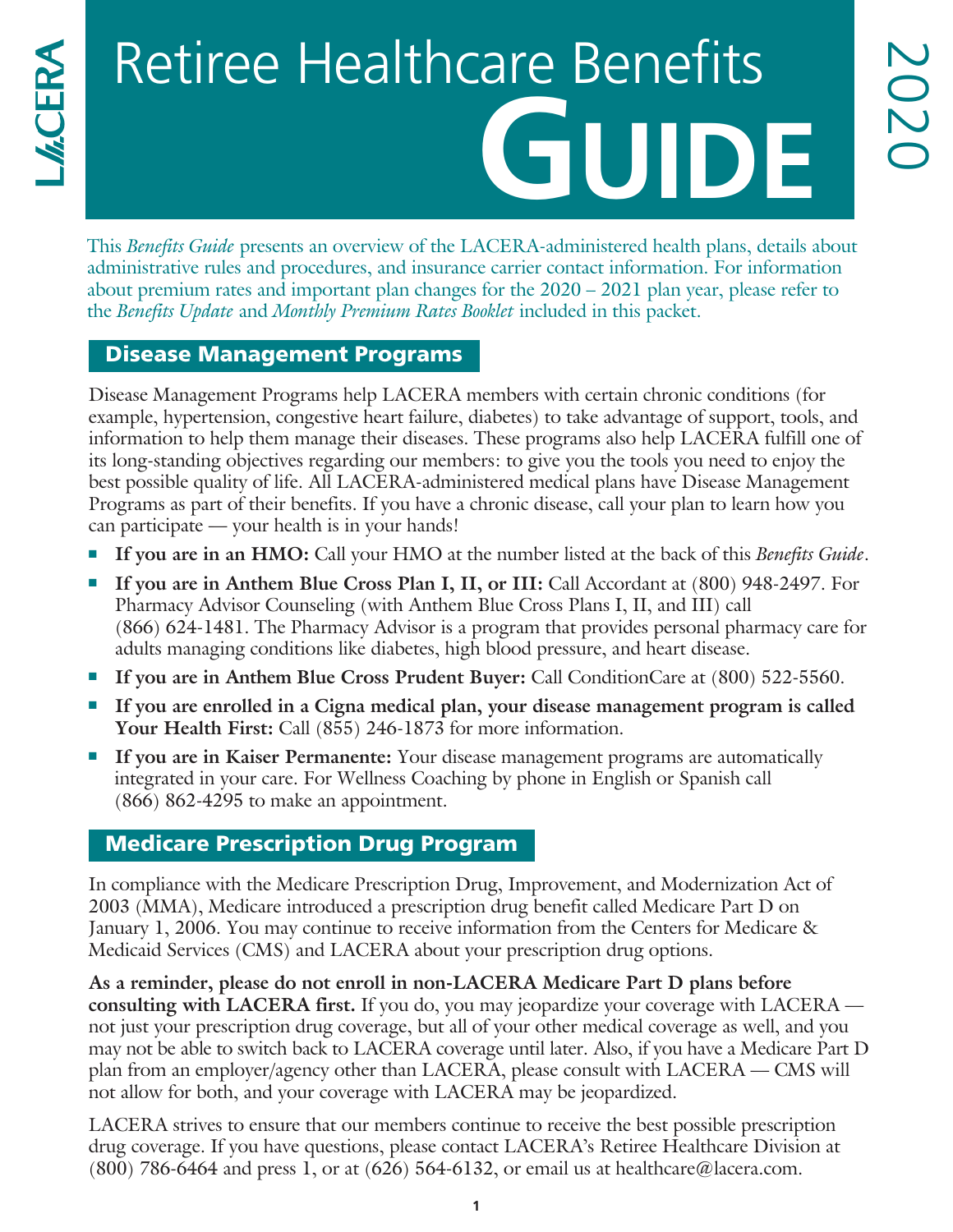LACERA

# Retiree Healthcare Benefits GUIDE

2020

This *Benefits Guide* presents an overview of the LACERA-administered health plans, details about administrative rules and procedures, and insurance carrier contact information. For information about premium rates and important plan changes for the 2020 – 2021 plan year, please refer to the *Benefits Update* and *Monthly Premium Rates Booklet* included in this packet.

## Disease Management Programs

Disease Management Programs help LACERA members with certain chronic conditions (for example, hypertension, congestive heart failure, diabetes) to take advantage of support, tools, and information to help them manage their diseases. These programs also help LACERA fulfill one of its long-standing objectives regarding our members: to give you the tools you need to enjoy the best possible quality of life. All LACERA-administered medical plans have Disease Management Programs as part of their benefits. If you have a chronic disease, call your plan to learn how you can participate — your health is in your hands!

- **If you are in an HMO:** Call your HMO at the number listed at the back of this *Benefits Guide*.
- **If you are in Anthem Blue Cross Plan I, II, or III:** Call Accordant at (800) 948-2497. For Pharmacy Advisor Counseling (with Anthem Blue Cross Plans I, II, and III) call (866) 624-1481. The Pharmacy Advisor is a program that provides personal pharmacy care for adults managing conditions like diabetes, high blood pressure, and heart disease.
- **If you are in Anthem Blue Cross Prudent Buyer:** Call ConditionCare at (800) 522-5560.
- **If you are enrolled in a Cigna medical plan, your disease management program is called Your Health First:** Call (855) 246-1873 for more information.
- **If you are in Kaiser Permanente:** Your disease management programs are automatically integrated in your care. For Wellness Coaching by phone in English or Spanish call (866) 862-4295 to make an appointment.

## Medicare Prescription Drug Program

In compliance with the Medicare Prescription Drug, Improvement, and Modernization Act of 2003 (MMA), Medicare introduced a prescription drug benefit called Medicare Part D on January 1, 2006. You may continue to receive information from the Centers for Medicare & Medicaid Services (CMS) and LACERA about your prescription drug options.

**As a reminder, please do not enroll in non-LACERA Medicare Part D plans before consulting with LACERA first.** If you do, you may jeopardize your coverage with LACERA — not just your prescription drug coverage, but all of your other medical coverage as well, and you may not be able to switch back to LACERA coverage until later. Also, if you have a Medicare Part D plan from an employer/agency other than LACERA, please consult with LACERA — CMS will not allow for both, and your coverage with LACERA may be jeopardized.

LACERA strives to ensure that our members continue to receive the best possible prescription drug coverage. If you have questions, please contact LACERA's Retiree Healthcare Division at (800) 786-6464 and press 1, or at (626) 564-6132, or email us at healthcare@lacera.com.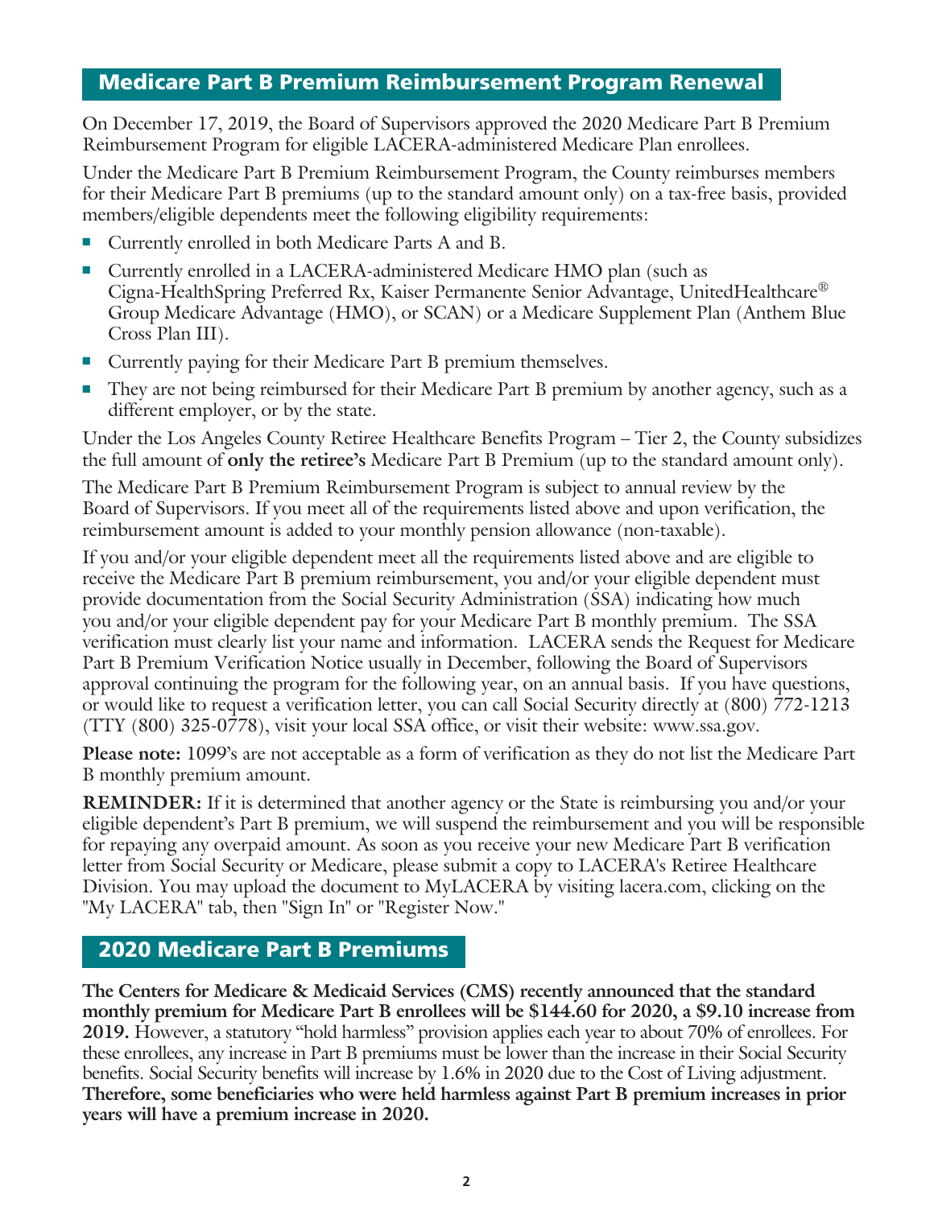## Medicare Part B Premium Reimbursement Program Renewal

On December 17, 2019, the Board of Supervisors approved the 2020 Medicare Part B Premium Reimbursement Program for eligible LACERA-administered Medicare Plan enrollees.

Under the Medicare Part B Premium Reimbursement Program, the County reimburses members for their Medicare Part B premiums (up to the standard amount only) on a tax-free basis, provided members/eligible dependents meet the following eligibility requirements:

- Currently enrolled in both Medicare Parts A and B.
- Currently enrolled in a LACERA-administered Medicare HMO plan (such as Cigna-HealthSpring Preferred Rx, Kaiser Permanente Senior Advantage, UnitedHealthcare® Group Medicare Advantage (HMO), or SCAN) or a Medicare Supplement Plan (Anthem Blue Cross Plan III).
- Currently paying for their Medicare Part B premium themselves.
- They are not being reimbursed for their Medicare Part B premium by another agency, such as a different employer, or by the state.

Under the Los Angeles County Retiree Healthcare Benefits Program – Tier 2, the County subsidizes the full amount of **only the retiree's** Medicare Part B Premium (up to the standard amount only).

The Medicare Part B Premium Reimbursement Program is subject to annual review by the Board of Supervisors. If you meet all of the requirements listed above and upon verification, the reimbursement amount is added to your monthly pension allowance (non-taxable).

If you and/or your eligible dependent meet all the requirements listed above and are eligible to receive the Medicare Part B premium reimbursement, you and/or your eligible dependent must provide documentation from the Social Security Administration (SSA) indicating how much you and/or your eligible dependent pay for your Medicare Part B monthly premium. The SSA verification must clearly list your name and information. LACERA sends the Request for Medicare Part B Premium Verification Notice usually in December, following the Board of Supervisors approval continuing the program for the following year, on an annual basis. If you have questions, or would like to request a verification letter, you can call Social Security directly at (800) 772-1213 (TTY (800) 325-0778), visit your local SSA office, or visit their website: www.ssa.gov.

**Please note:** 1099's are not acceptable as a form of verification as they do not list the Medicare Part B monthly premium amount.

**REMINDER:** If it is determined that another agency or the State is reimbursing you and/or your eligible dependent's Part B premium, we will suspend the reimbursement and you will be responsible for repaying any overpaid amount. As soon as you receive your new Medicare Part B verification letter from Social Security or Medicare, please submit a copy to LACERA's Retiree Healthcare Division. You may upload the document to MyLACERA by visiting lacera.com, clicking on the "My LACERA" tab, then "Sign In" or "Register Now."

## 2020 Medicare Part B Premiums

**The Centers for Medicare & Medicaid Services (CMS) recently announced that the standard monthly premium for Medicare Part B enrollees will be $144.60 for 2020, a $9.10 increase from 2019.** However, a statutory "hold harmless" provision applies each year to about 70% of enrollees. For these enrollees, any increase in Part B premiums must be lower than the increase in their Social Security benefits. Social Security benefits will increase by 1.6% in 2020 due to the Cost of Living adjustment. **Therefore, some beneficiaries who were held harmless against Part B premium increases in prior years will have a premium increase in 2020.**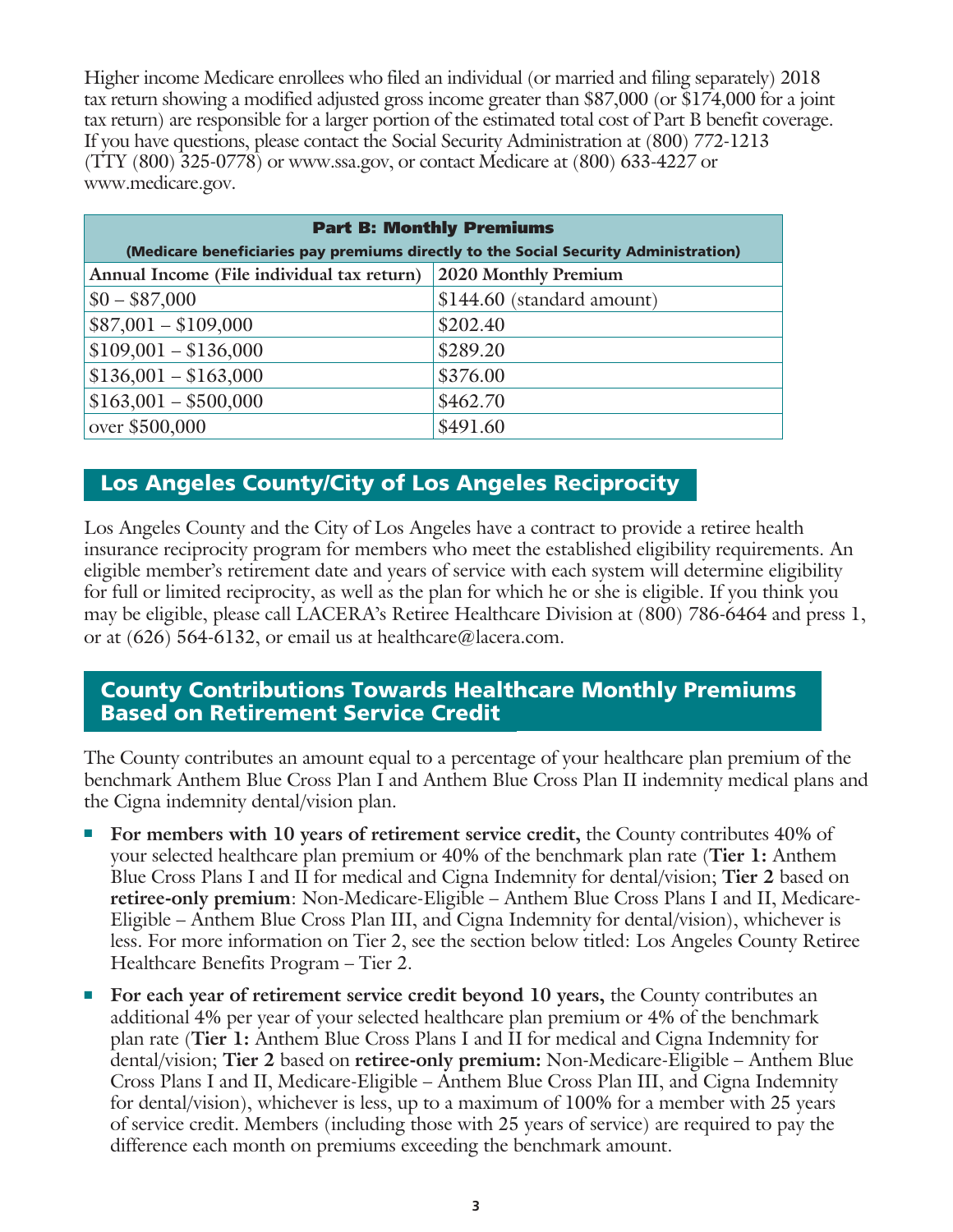Higher income Medicare enrollees who filed an individual (or married and filing separately) 2018 tax return showing a modified adjusted gross income greater than $87,000 (or $174,000 for a joint tax return) are responsible for a larger portion of the estimated total cost of Part B benefit coverage. If you have questions, please contact the Social Security Administration at (800) 772-1213 (TTY (800) 325-0778) or www.ssa.gov, or contact Medicare at (800) 633-4227 or www.medicare.gov.

| **Part B: Monthly Premiums** (Medicare beneficiaries pay premiums directly to the Social Security Administration) | |
|---|---|
| **Annual Income (File individual tax return)** | **2020 Monthly Premium** |
| $0 – $87,000 | $144.60 (standard amount) |
| $87,001 – $109,000 | $202.40 |
| $109,001 – $136,000 | $289.20 |
| $136,001 – $163,000 | $376.00 |
| $163,001 – $500,000 | $462.70 |
| over $500,000 | $491.60 |

## Los Angeles County/City of Los Angeles Reciprocity

Los Angeles County and the City of Los Angeles have a contract to provide a retiree health insurance reciprocity program for members who meet the established eligibility requirements. An eligible member's retirement date and years of service with each system will determine eligibility for full or limited reciprocity, as well as the plan for which he or she is eligible. If you think you may be eligible, please call LACERA's Retiree Healthcare Division at (800) 786-6464 and press 1, or at (626) 564-6132, or email us at healthcare@lacera.com.

## County Contributions Towards Healthcare Monthly Premiums Based on Retirement Service Credit

The County contributes an amount equal to a percentage of your healthcare plan premium of the benchmark Anthem Blue Cross Plan I and Anthem Blue Cross Plan II indemnity medical plans and the Cigna indemnity dental/vision plan.

- **For members with 10 years of retirement service credit,** the County contributes 40% of your selected healthcare plan premium or 40% of the benchmark plan rate (**Tier 1:** Anthem Blue Cross Plans I and II for medical and Cigna Indemnity for dental/vision; **Tier 2** based on **retiree-only premium**: Non-Medicare-Eligible – Anthem Blue Cross Plans I and II, Medicare-Eligible – Anthem Blue Cross Plan III, and Cigna Indemnity for dental/vision), whichever is less. For more information on Tier 2, see the section below titled: Los Angeles County Retiree Healthcare Benefits Program – Tier 2.
- **For each year of retirement service credit beyond 10 years,** the County contributes an additional 4% per year of your selected healthcare plan premium or 4% of the benchmark plan rate (**Tier 1:** Anthem Blue Cross Plans I and II for medical and Cigna Indemnity for dental/vision; **Tier 2** based on **retiree-only premium:** Non-Medicare-Eligible – Anthem Blue Cross Plans I and II, Medicare-Eligible – Anthem Blue Cross Plan III, and Cigna Indemnity for dental/vision), whichever is less, up to a maximum of 100% for a member with 25 years of service credit. Members (including those with 25 years of service) are required to pay the difference each month on premiums exceeding the benchmark amount.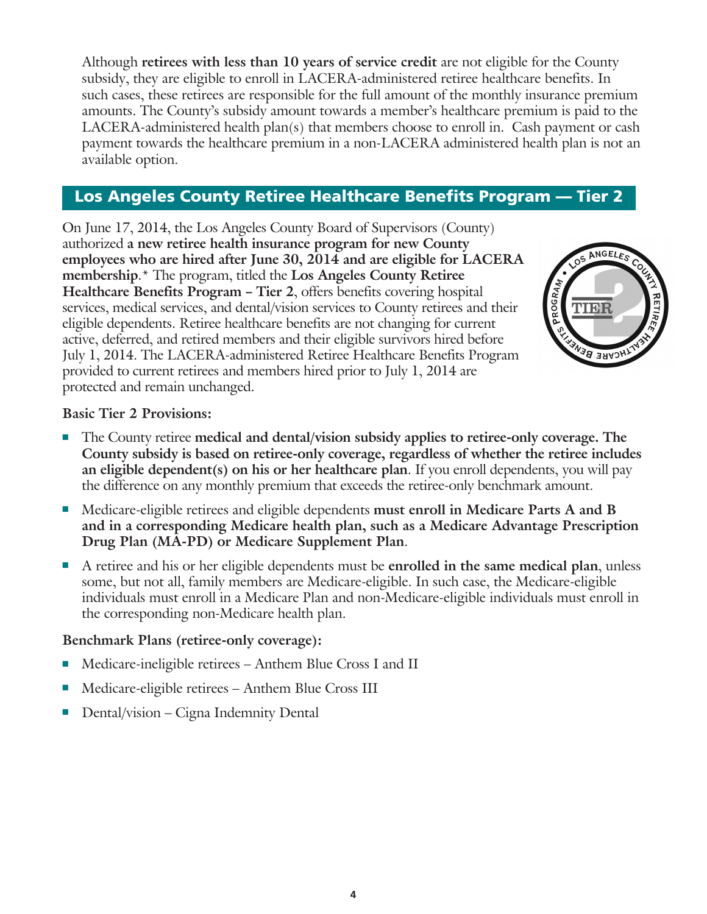Although **retirees with less than 10 years of service credit** are not eligible for the County subsidy, they are eligible to enroll in LACERA-administered retiree healthcare benefits. In such cases, these retirees are responsible for the full amount of the monthly insurance premium amounts. The County's subsidy amount towards a member's healthcare premium is paid to the LACERA-administered health plan(s) that members choose to enroll in. Cash payment or cash payment towards the healthcare premium in a non-LACERA administered health plan is not an available option.

## Los Angeles County Retiree Healthcare Benefits Program — Tier 2

On June 17, 2014, the Los Angeles County Board of Supervisors (County) authorized **a new retiree health insurance program for new County employees who are hired after June 30, 2014 and are eligible for LACERA membership**.* The program, titled the **Los Angeles County Retiree Healthcare Benefits Program – Tier 2**, offers benefits covering hospital services, medical services, and dental/vision services to County retirees and their eligible dependents. Retiree healthcare benefits are not changing for current active, deferred, and retired members and their eligible survivors hired before July 1, 2014. The LACERA-administered Retiree Healthcare Benefits Program provided to current retirees and members hired prior to July 1, 2014 are protected and remain unchanged.

**Basic Tier 2 Provisions:**

- The County retiree **medical and dental/vision subsidy applies to retiree-only coverage. The County subsidy is based on retiree-only coverage, regardless of whether the retiree includes an eligible dependent(s) on his or her healthcare plan**. If you enroll dependents, you will pay the difference on any monthly premium that exceeds the retiree-only benchmark amount.
- Medicare-eligible retirees and eligible dependents **must enroll in Medicare Parts A and B and in a corresponding Medicare health plan, such as a Medicare Advantage Prescription Drug Plan (MA-PD) or Medicare Supplement Plan**.
- A retiree and his or her eligible dependents must be **enrolled in the same medical plan**, unless some, but not all, family members are Medicare-eligible. In such case, the Medicare-eligible individuals must enroll in a Medicare Plan and non-Medicare-eligible individuals must enroll in the corresponding non-Medicare health plan.

**Benchmark Plans (retiree-only coverage):**

- Medicare-ineligible retirees – Anthem Blue Cross I and II
- Medicare-eligible retirees – Anthem Blue Cross III
- Dental/vision – Cigna Indemnity Dental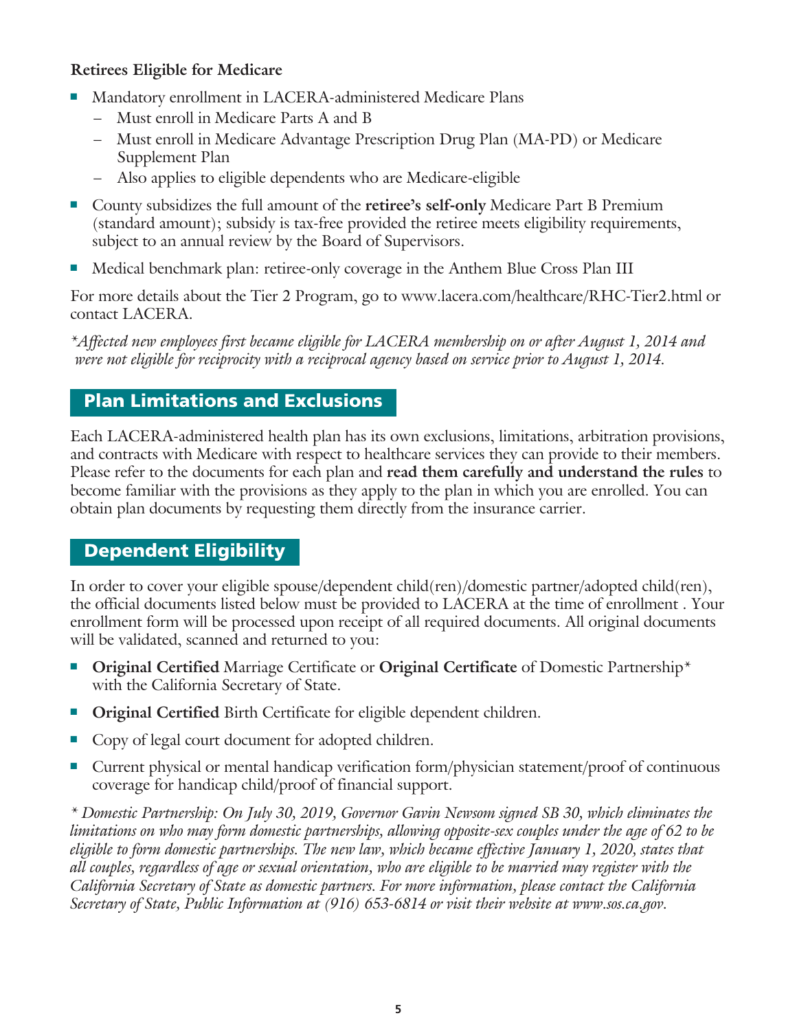**Retirees Eligible for Medicare**

- Mandatory enrollment in LACERA-administered Medicare Plans
  - Must enroll in Medicare Parts A and B
  - Must enroll in Medicare Advantage Prescription Drug Plan (MA-PD) or Medicare Supplement Plan
  - Also applies to eligible dependents who are Medicare-eligible
- County subsidizes the full amount of the **retiree's self-only** Medicare Part B Premium (standard amount); subsidy is tax-free provided the retiree meets eligibility requirements, subject to an annual review by the Board of Supervisors.
- Medical benchmark plan: retiree-only coverage in the Anthem Blue Cross Plan III

For more details about the Tier 2 Program, go to www.lacera.com/healthcare/RHC-Tier2.html or contact LACERA.

*\*Affected new employees first became eligible for LACERA membership on or after August 1, 2014 and were not eligible for reciprocity with a reciprocal agency based on service prior to August 1, 2014.*

## Plan Limitations and Exclusions

Each LACERA-administered health plan has its own exclusions, limitations, arbitration provisions, and contracts with Medicare with respect to healthcare services they can provide to their members. Please refer to the documents for each plan and **read them carefully and understand the rules** to become familiar with the provisions as they apply to the plan in which you are enrolled. You can obtain plan documents by requesting them directly from the insurance carrier.

## Dependent Eligibility

In order to cover your eligible spouse/dependent child(ren)/domestic partner/adopted child(ren), the official documents listed below must be provided to LACERA at the time of enrollment . Your enrollment form will be processed upon receipt of all required documents. All original documents will be validated, scanned and returned to you:

- **Original Certified** Marriage Certificate or **Original Certificate** of Domestic Partnership* with the California Secretary of State.
- **Original Certified** Birth Certificate for eligible dependent children.
- Copy of legal court document for adopted children.
- Current physical or mental handicap verification form/physician statement/proof of continuous coverage for handicap child/proof of financial support.

*\* Domestic Partnership: On July 30, 2019, Governor Gavin Newsom signed SB 30, which eliminates the limitations on who may form domestic partnerships, allowing opposite-sex couples under the age of 62 to be eligible to form domestic partnerships. The new law, which became effective January 1, 2020, states that all couples, regardless of age or sexual orientation, who are eligible to be married may register with the California Secretary of State as domestic partners. For more information, please contact the California Secretary of State, Public Information at (916) 653-6814 or visit their website at www.sos.ca.gov.*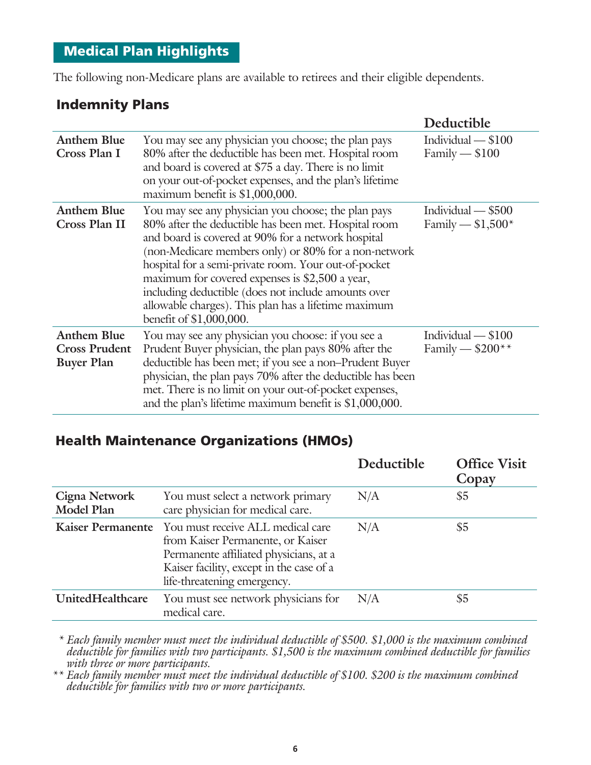## Medical Plan Highlights

The following non-Medicare plans are available to retirees and their eligible dependents.

### Indemnity Plans

| | | Deductible |
|---|---|---|
| **Anthem Blue Cross Plan I** | You may see any physician you choose; the plan pays 80% after the deductible has been met. Hospital room and board is covered at $75 a day. There is no limit on your out-of-pocket expenses, and the plan's lifetime maximum benefit is $1,000,000. | Individual — $100<br>Family — $100 |
| **Anthem Blue Cross Plan II** | You may see any physician you choose; the plan pays 80% after the deductible has been met. Hospital room and board is covered at 90% for a network hospital (non-Medicare members only) or 80% for a non-network hospital for a semi-private room. Your out-of-pocket maximum for covered expenses is $2,500 a year, including deductible (does not include amounts over allowable charges). This plan has a lifetime maximum benefit of $1,000,000. | Individual — $500<br>Family — $1,500* |
| **Anthem Blue Cross Prudent Buyer Plan** | You may see any physician you choose: if you see a Prudent Buyer physician, the plan pays 80% after the deductible has been met; if you see a non–Prudent Buyer physician, the plan pays 70% after the deductible has been met. There is no limit on your out-of-pocket expenses, and the plan's lifetime maximum benefit is $1,000,000. | Individual — $100<br>Family — $200** |

### Health Maintenance Organizations (HMOs)

| | | Deductible | Office Visit Copay |
|---|---|---|---|
| **Cigna Network Model Plan** | You must select a network primary care physician for medical care. | N/A | $5 |
| **Kaiser Permanente** | You must receive ALL medical care from Kaiser Permanente, or Kaiser Permanente affiliated physicians, at a Kaiser facility, except in the case of a life-threatening emergency. | N/A | $5 |
| **UnitedHealthcare** | You must see network physicians for medical care. | N/A | $5 |

\* *Each family member must meet the individual deductible of $500. $1,000 is the maximum combined deductible for families with two participants. $1,500 is the maximum combined deductible for families with three or more participants.*

** *Each family member must meet the individual deductible of $100. $200 is the maximum combined deductible for families with two or more participants.*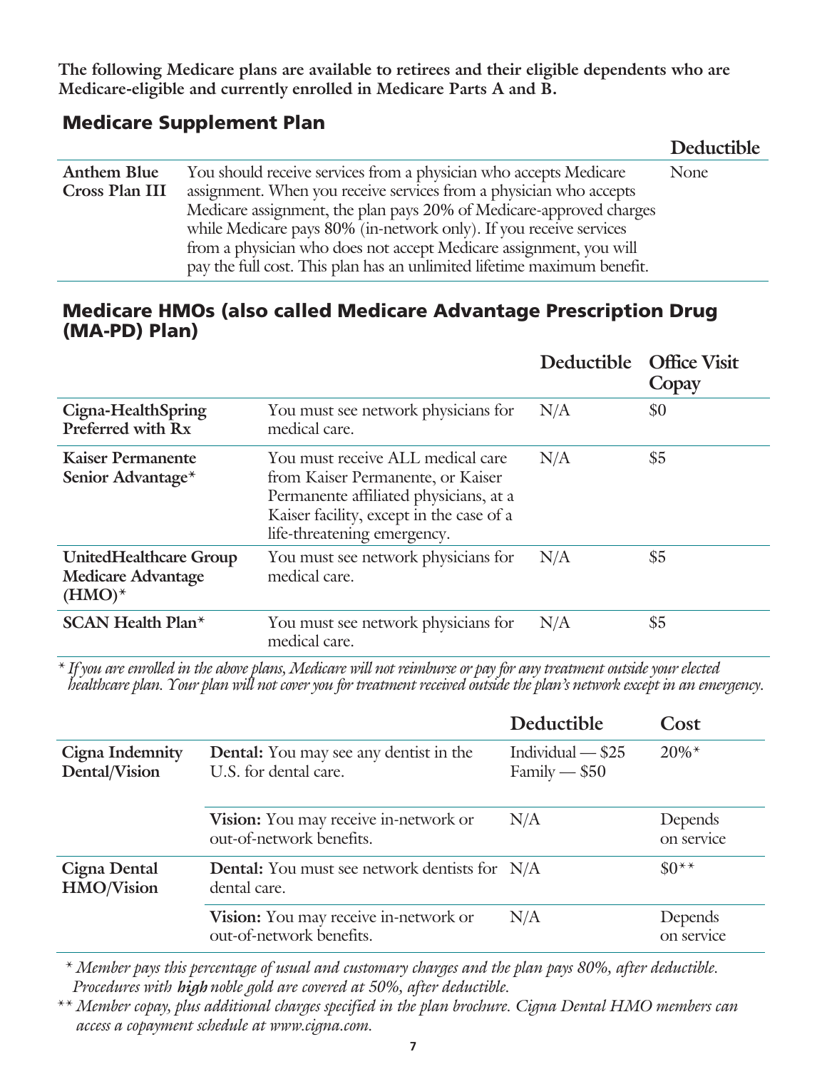**The following Medicare plans are available to retirees and their eligible dependents who are Medicare-eligible and currently enrolled in Medicare Parts A and B.**

## Medicare Supplement Plan

| | | Deductible |
|---|---|---|
| **Anthem Blue Cross Plan III** | You should receive services from a physician who accepts Medicare assignment. When you receive services from a physician who accepts Medicare assignment, the plan pays 20% of Medicare-approved charges while Medicare pays 80% (in-network only). If you receive services from a physician who does not accept Medicare assignment, you will pay the full cost. This plan has an unlimited lifetime maximum benefit. | None |

## Medicare HMOs (also called Medicare Advantage Prescription Drug (MA-PD) Plan)

| | | Deductible | Office Visit Copay |
|---|---|---|---|
| **Cigna-HealthSpring Preferred with Rx** | You must see network physicians for medical care. | N/A | $0 |
| **Kaiser Permanente Senior Advantage*** | You must receive ALL medical care from Kaiser Permanente, or Kaiser Permanente affiliated physicians, at a Kaiser facility, except in the case of a life-threatening emergency. | N/A | $5 |
| **UnitedHealthcare Group Medicare Advantage (HMO)*** | You must see network physicians for medical care. | N/A | $5 |
| **SCAN Health Plan*** | You must see network physicians for medical care. | N/A | $5 |

*\* If you are enrolled in the above plans, Medicare will not reimburse or pay for any treatment outside your elected healthcare plan. Your plan will not cover you for treatment received outside the plan's network except in an emergency.*

| | | Deductible | Cost |
|---|---|---|---|
| **Cigna Indemnity Dental/Vision** | **Dental:** You may see any dentist in the U.S. for dental care. | Individual — $25<br>Family — $50 | 20%* |
| | **Vision:** You may receive in-network or out-of-network benefits. | N/A | Depends on service |
| **Cigna Dental HMO/Vision** | **Dental:** You must see network dentists for dental care. | N/A | $0** |
| | **Vision:** You may receive in-network or out-of-network benefits. | N/A | Depends on service |

*\* Member pays this percentage of usual and customary charges and the plan pays 80%, after deductible. Procedures with **high** noble gold are covered at 50%, after deductible.*

*\*\* Member copay, plus additional charges specified in the plan brochure. Cigna Dental HMO members can access a copayment schedule at www.cigna.com.*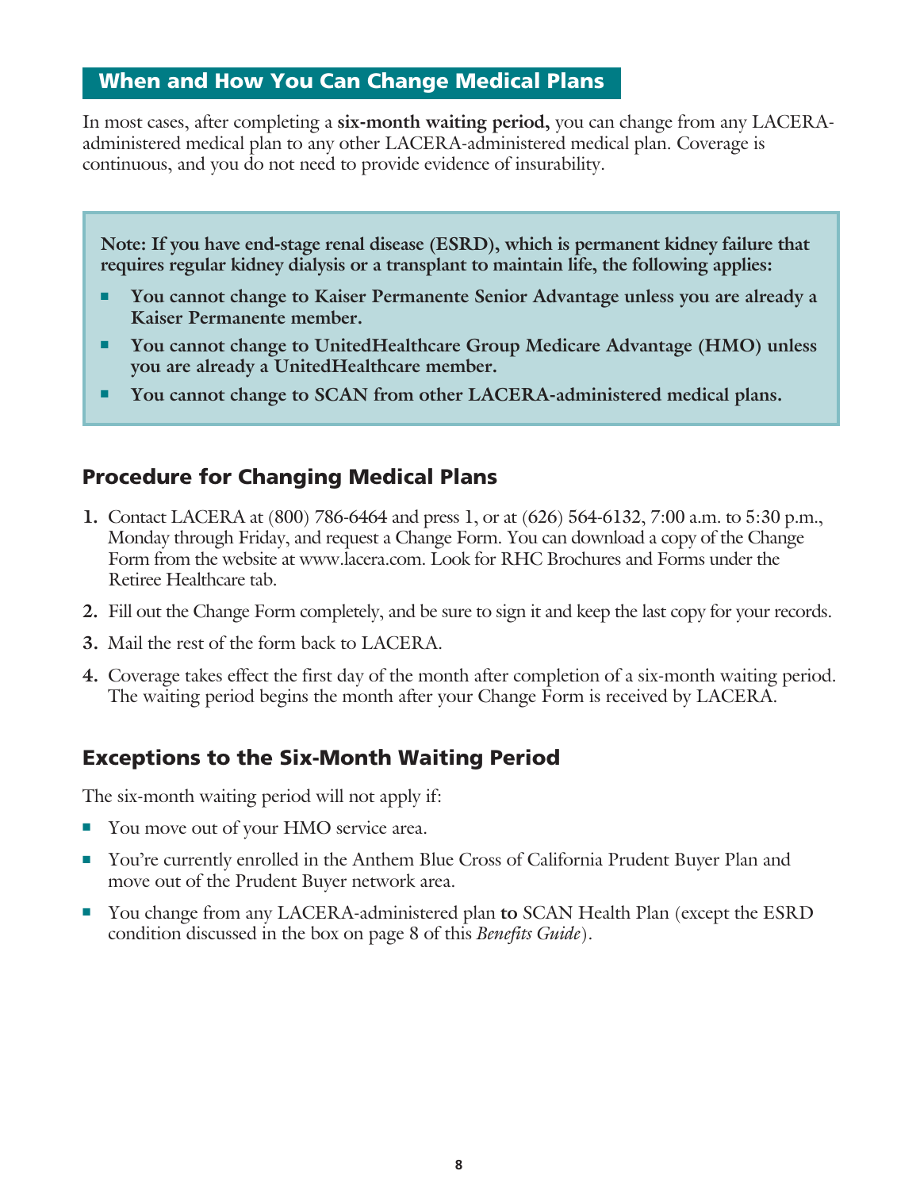## When and How You Can Change Medical Plans

In most cases, after completing a **six-month waiting period,** you can change from any LACERA-administered medical plan to any other LACERA-administered medical plan. Coverage is continuous, and you do not need to provide evidence of insurability.

**Note: If you have end-stage renal disease (ESRD), which is permanent kidney failure that requires regular kidney dialysis or a transplant to maintain life, the following applies:**

- **You cannot change to Kaiser Permanente Senior Advantage unless you are already a Kaiser Permanente member.**
- **You cannot change to UnitedHealthcare Group Medicare Advantage (HMO) unless you are already a UnitedHealthcare member.**
- **You cannot change to SCAN from other LACERA-administered medical plans.**

### Procedure for Changing Medical Plans

1. Contact LACERA at (800) 786-6464 and press 1, or at (626) 564-6132, 7:00 a.m. to 5:30 p.m., Monday through Friday, and request a Change Form. You can download a copy of the Change Form from the website at www.lacera.com. Look for RHC Brochures and Forms under the Retiree Healthcare tab.
2. Fill out the Change Form completely, and be sure to sign it and keep the last copy for your records.
3. Mail the rest of the form back to LACERA.
4. Coverage takes effect the first day of the month after completion of a six-month waiting period. The waiting period begins the month after your Change Form is received by LACERA.

### Exceptions to the Six-Month Waiting Period

The six-month waiting period will not apply if:

- You move out of your HMO service area.
- You're currently enrolled in the Anthem Blue Cross of California Prudent Buyer Plan and move out of the Prudent Buyer network area.
- You change from any LACERA-administered plan **to** SCAN Health Plan (except the ESRD condition discussed in the box on page 8 of this *Benefits Guide*).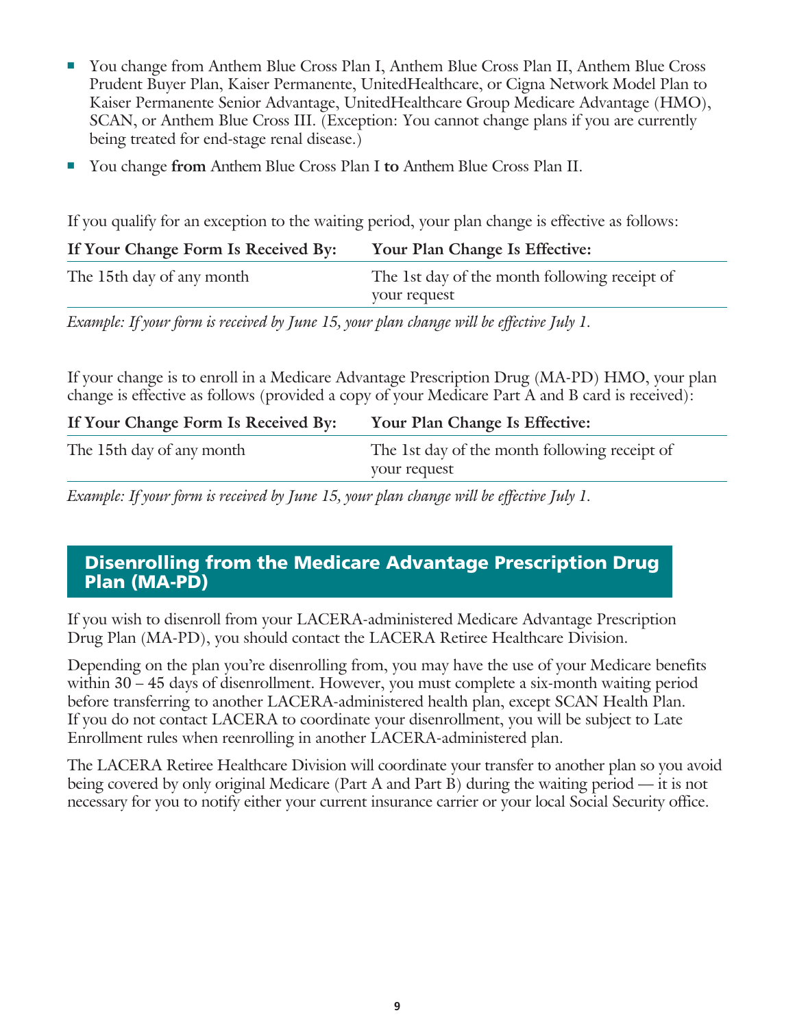- You change from Anthem Blue Cross Plan I, Anthem Blue Cross Plan II, Anthem Blue Cross Prudent Buyer Plan, Kaiser Permanente, UnitedHealthcare, or Cigna Network Model Plan to Kaiser Permanente Senior Advantage, UnitedHealthcare Group Medicare Advantage (HMO), SCAN, or Anthem Blue Cross III. (Exception: You cannot change plans if you are currently being treated for end-stage renal disease.)
- You change **from** Anthem Blue Cross Plan I **to** Anthem Blue Cross Plan II.

If you qualify for an exception to the waiting period, your plan change is effective as follows:

| If Your Change Form Is Received By: | Your Plan Change Is Effective: |
|---|---|
| The 15th day of any month | The 1st day of the month following receipt of your request |

*Example: If your form is received by June 15, your plan change will be effective July 1.*

If your change is to enroll in a Medicare Advantage Prescription Drug (MA-PD) HMO, your plan change is effective as follows (provided a copy of your Medicare Part A and B card is received):

| If Your Change Form Is Received By: | Your Plan Change Is Effective: |
|---|---|
| The 15th day of any month | The 1st day of the month following receipt of your request |

*Example: If your form is received by June 15, your plan change will be effective July 1.*

## Disenrolling from the Medicare Advantage Prescription Drug Plan (MA-PD)

If you wish to disenroll from your LACERA-administered Medicare Advantage Prescription Drug Plan (MA-PD), you should contact the LACERA Retiree Healthcare Division.

Depending on the plan you're disenrolling from, you may have the use of your Medicare benefits within 30 – 45 days of disenrollment. However, you must complete a six-month waiting period before transferring to another LACERA-administered health plan, except SCAN Health Plan. If you do not contact LACERA to coordinate your disenrollment, you will be subject to Late Enrollment rules when reenrolling in another LACERA-administered plan.

The LACERA Retiree Healthcare Division will coordinate your transfer to another plan so you avoid being covered by only original Medicare (Part A and Part B) during the waiting period — it is not necessary for you to notify either your current insurance carrier or your local Social Security office.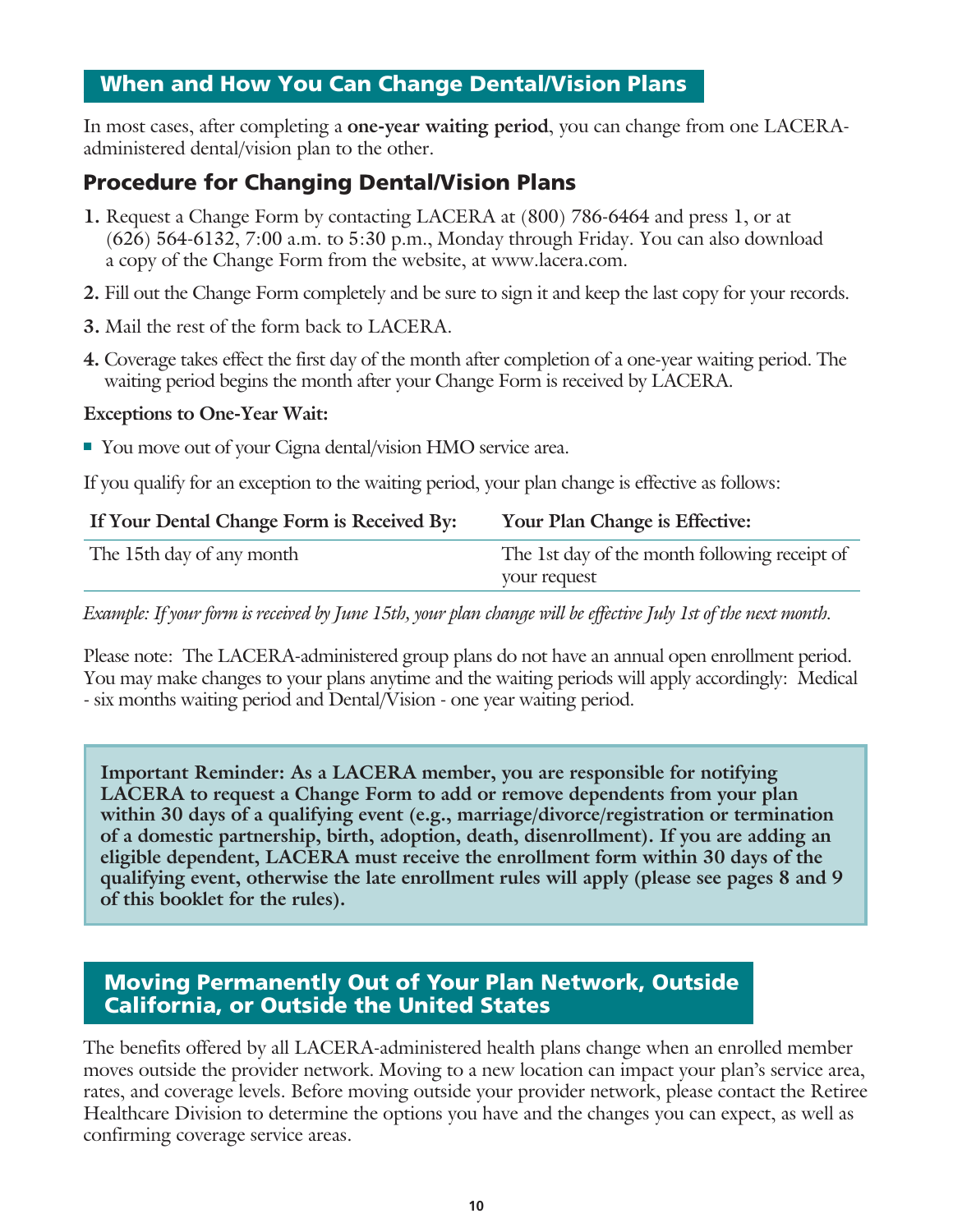## When and How You Can Change Dental/Vision Plans

In most cases, after completing a **one-year waiting period**, you can change from one LACERA-administered dental/vision plan to the other.

### Procedure for Changing Dental/Vision Plans

1. Request a Change Form by contacting LACERA at (800) 786-6464 and press 1, or at (626) 564-6132, 7:00 a.m. to 5:30 p.m., Monday through Friday. You can also download a copy of the Change Form from the website, at www.lacera.com.
2. Fill out the Change Form completely and be sure to sign it and keep the last copy for your records.
3. Mail the rest of the form back to LACERA.
4. Coverage takes effect the first day of the month after completion of a one-year waiting period. The waiting period begins the month after your Change Form is received by LACERA.

**Exceptions to One-Year Wait:**

- You move out of your Cigna dental/vision HMO service area.

If you qualify for an exception to the waiting period, your plan change is effective as follows:

| If Your Dental Change Form is Received By: | Your Plan Change is Effective: |
| --- | --- |
| The 15th day of any month | The 1st day of the month following receipt of your request |

*Example: If your form is received by June 15th, your plan change will be effective July 1st of the next month.*

Please note: The LACERA-administered group plans do not have an annual open enrollment period. You may make changes to your plans anytime and the waiting periods will apply accordingly: Medical - six months waiting period and Dental/Vision - one year waiting period.

**Important Reminder: As a LACERA member, you are responsible for notifying LACERA to request a Change Form to add or remove dependents from your plan within 30 days of a qualifying event (e.g., marriage/divorce/registration or termination of a domestic partnership, birth, adoption, death, disenrollment). If you are adding an eligible dependent, LACERA must receive the enrollment form within 30 days of the qualifying event, otherwise the late enrollment rules will apply (please see pages 8 and 9 of this booklet for the rules).**

## Moving Permanently Out of Your Plan Network, Outside California, or Outside the United States

The benefits offered by all LACERA-administered health plans change when an enrolled member moves outside the provider network. Moving to a new location can impact your plan's service area, rates, and coverage levels. Before moving outside your provider network, please contact the Retiree Healthcare Division to determine the options you have and the changes you can expect, as well as confirming coverage service areas.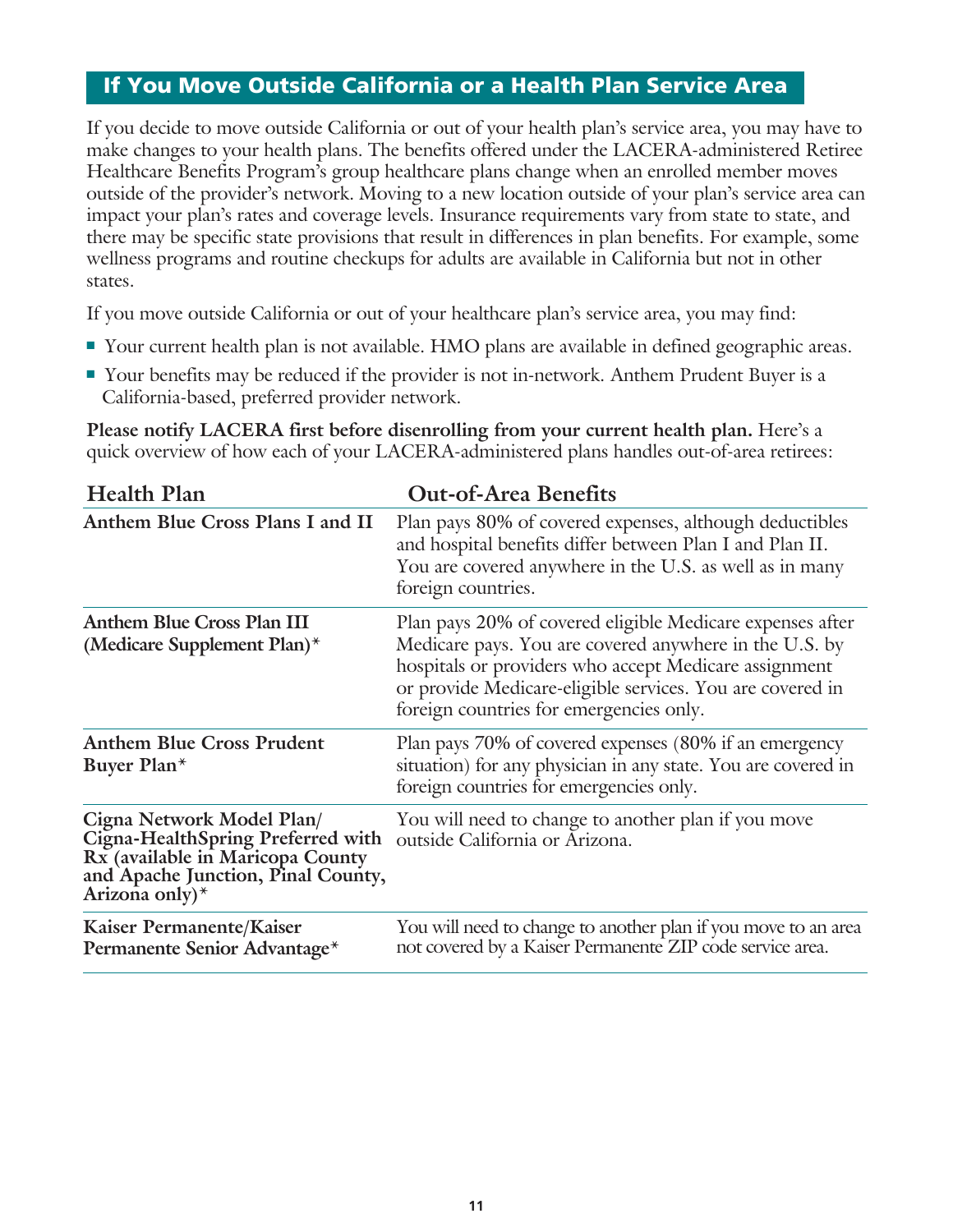## If You Move Outside California or a Health Plan Service Area

If you decide to move outside California or out of your health plan's service area, you may have to make changes to your health plans. The benefits offered under the LACERA-administered Retiree Healthcare Benefits Program's group healthcare plans change when an enrolled member moves outside of the provider's network. Moving to a new location outside of your plan's service area can impact your plan's rates and coverage levels. Insurance requirements vary from state to state, and there may be specific state provisions that result in differences in plan benefits. For example, some wellness programs and routine checkups for adults are available in California but not in other states.

If you move outside California or out of your healthcare plan's service area, you may find:

- Your current health plan is not available. HMO plans are available in defined geographic areas.
- Your benefits may be reduced if the provider is not in-network. Anthem Prudent Buyer is a California-based, preferred provider network.

**Please notify LACERA first before disenrolling from your current health plan.** Here's a quick overview of how each of your LACERA-administered plans handles out-of-area retirees:

| Health Plan | Out-of-Area Benefits |
|---|---|
| **Anthem Blue Cross Plans I and II** | Plan pays 80% of covered expenses, although deductibles and hospital benefits differ between Plan I and Plan II. You are covered anywhere in the U.S. as well as in many foreign countries. |
| **Anthem Blue Cross Plan III (Medicare Supplement Plan)*** | Plan pays 20% of covered eligible Medicare expenses after Medicare pays. You are covered anywhere in the U.S. by hospitals or providers who accept Medicare assignment or provide Medicare-eligible services. You are covered in foreign countries for emergencies only. |
| **Anthem Blue Cross Prudent Buyer Plan*** | Plan pays 70% of covered expenses (80% if an emergency situation) for any physician in any state. You are covered in foreign countries for emergencies only. |
| **Cigna Network Model Plan/ Cigna-HealthSpring Preferred with Rx (available in Maricopa County and Apache Junction, Pinal County, Arizona only)*** | You will need to change to another plan if you move outside California or Arizona. |
| **Kaiser Permanente/Kaiser Permanente Senior Advantage*** | You will need to change to another plan if you move to an area not covered by a Kaiser Permanente ZIP code service area. |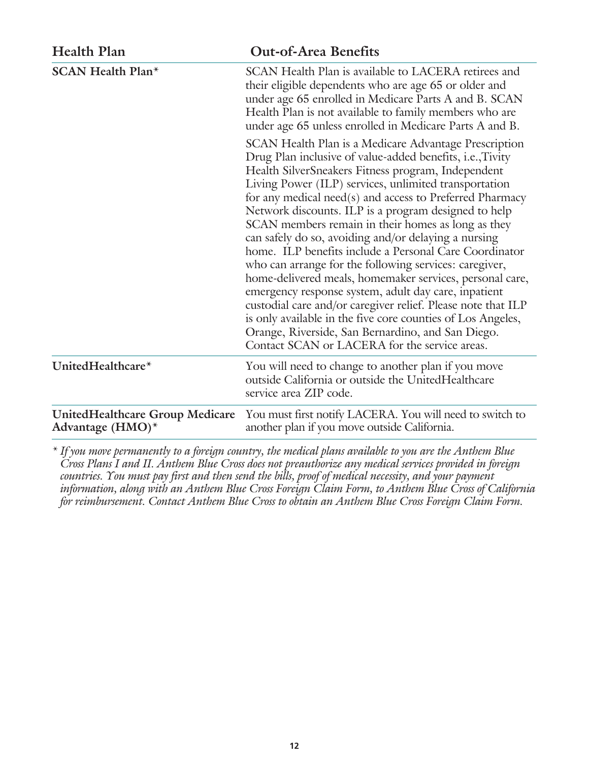| Health Plan | Out-of-Area Benefits |
| --- | --- |
| **SCAN Health Plan*** | SCAN Health Plan is available to LACERA retirees and their eligible dependents who are age 65 or older and under age 65 enrolled in Medicare Parts A and B. SCAN Health Plan is not available to family members who are under age 65 unless enrolled in Medicare Parts A and B.<br><br>SCAN Health Plan is a Medicare Advantage Prescription Drug Plan inclusive of value-added benefits, i.e.,Tivity Health SilverSneakers Fitness program, Independent Living Power (ILP) services, unlimited transportation for any medical need(s) and access to Preferred Pharmacy Network discounts. ILP is a program designed to help SCAN members remain in their homes as long as they can safely do so, avoiding and/or delaying a nursing home. ILP benefits include a Personal Care Coordinator who can arrange for the following services: caregiver, home-delivered meals, homemaker services, personal care, emergency response system, adult day care, inpatient custodial care and/or caregiver relief. Please note that ILP is only available in the five core counties of Los Angeles, Orange, Riverside, San Bernardino, and San Diego. Contact SCAN or LACERA for the service areas. |
| **UnitedHealthcare*** | You will need to change to another plan if you move outside California or outside the UnitedHealthcare service area ZIP code. |
| **UnitedHealthcare Group Medicare Advantage (HMO)*** | You must first notify LACERA. You will need to switch to another plan if you move outside California. |

*\* If you move permanently to a foreign country, the medical plans available to you are the Anthem Blue Cross Plans I and II. Anthem Blue Cross does not preauthorize any medical services provided in foreign countries. You must pay first and then send the bills, proof of medical necessity, and your payment information, along with an Anthem Blue Cross Foreign Claim Form, to Anthem Blue Cross of California for reimbursement. Contact Anthem Blue Cross to obtain an Anthem Blue Cross Foreign Claim Form.*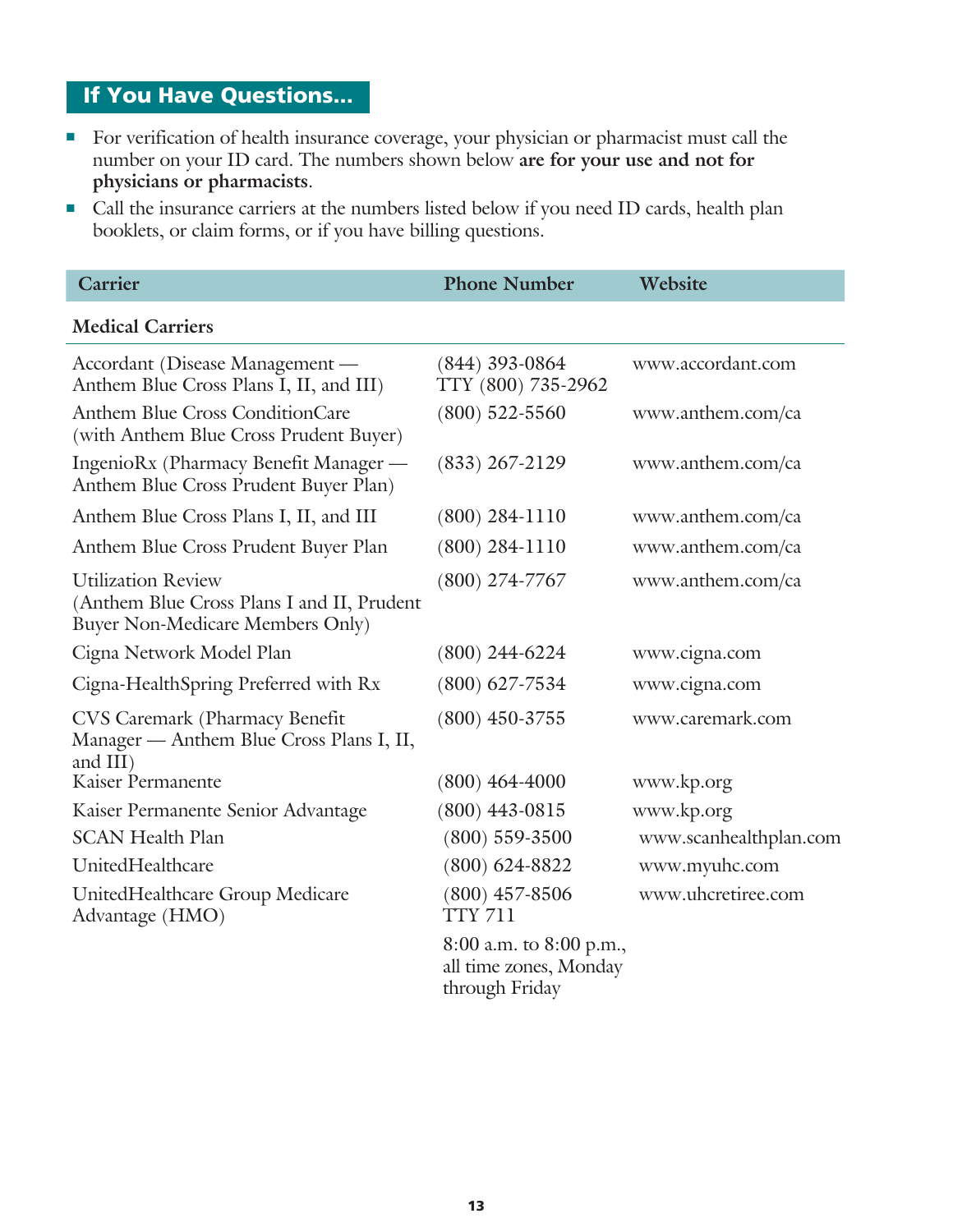## If You Have Questions...

- For verification of health insurance coverage, your physician or pharmacist must call the number on your ID card. The numbers shown below **are for your use and not for physicians or pharmacists**.
- Call the insurance carriers at the numbers listed below if you need ID cards, health plan booklets, or claim forms, or if you have billing questions.

| Carrier | Phone Number | Website |
|---|---|---|
| **Medical Carriers** | | |
| Accordant (Disease Management — Anthem Blue Cross Plans I, II, and III) | (844) 393-0864<br>TTY (800) 735-2962 | www.accordant.com |
| Anthem Blue Cross ConditionCare (with Anthem Blue Cross Prudent Buyer) | (800) 522-5560 | www.anthem.com/ca |
| IngenioRx (Pharmacy Benefit Manager — Anthem Blue Cross Prudent Buyer Plan) | (833) 267-2129 | www.anthem.com/ca |
| Anthem Blue Cross Plans I, II, and III | (800) 284-1110 | www.anthem.com/ca |
| Anthem Blue Cross Prudent Buyer Plan | (800) 284-1110 | www.anthem.com/ca |
| Utilization Review (Anthem Blue Cross Plans I and II, Prudent Buyer Non-Medicare Members Only) | (800) 274-7767 | www.anthem.com/ca |
| Cigna Network Model Plan | (800) 244-6224 | www.cigna.com |
| Cigna-HealthSpring Preferred with Rx | (800) 627-7534 | www.cigna.com |
| CVS Caremark (Pharmacy Benefit Manager — Anthem Blue Cross Plans I, II, and III) | (800) 450-3755 | www.caremark.com |
| Kaiser Permanente | (800) 464-4000 | www.kp.org |
| Kaiser Permanente Senior Advantage | (800) 443-0815 | www.kp.org |
| SCAN Health Plan | (800) 559-3500 | www.scanhealthplan.com |
| UnitedHealthcare | (800) 624-8822 | www.myuhc.com |
| UnitedHealthcare Group Medicare Advantage (HMO) | (800) 457-8506<br>TTY 711<br>8:00 a.m. to 8:00 p.m., all time zones, Monday through Friday | www.uhcretiree.com |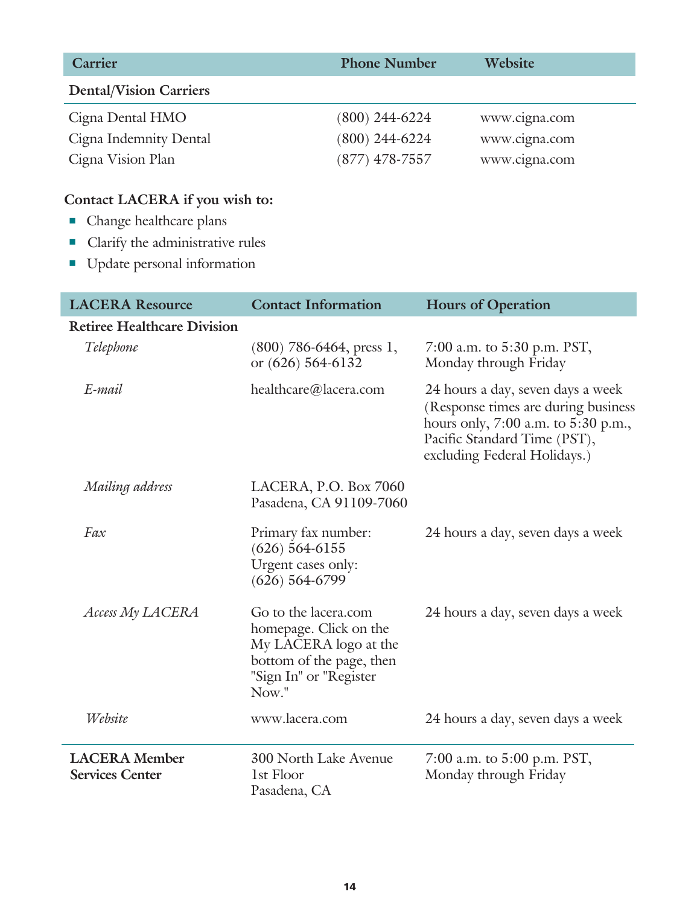| Carrier | Phone Number | Website |
|---|---|---|
| **Dental/Vision Carriers** | | |
| Cigna Dental HMO | (800) 244-6224 | www.cigna.com |
| Cigna Indemnity Dental | (800) 244-6224 | www.cigna.com |
| Cigna Vision Plan | (877) 478-7557 | www.cigna.com |

**Contact LACERA if you wish to:**

- Change healthcare plans
- Clarify the administrative rules
- Update personal information

| LACERA Resource | Contact Information | Hours of Operation |
|---|---|---|
| **Retiree Healthcare Division** | | |
| *Telephone* | (800) 786-6464, press 1, or (626) 564-6132 | 7:00 a.m. to 5:30 p.m. PST, Monday through Friday |
| *E-mail* | healthcare@lacera.com | 24 hours a day, seven days a week (Response times are during business hours only, 7:00 a.m. to 5:30 p.m., Pacific Standard Time (PST), excluding Federal Holidays.) |
| *Mailing address* | LACERA, P.O. Box 7060 Pasadena, CA 91109-7060 | |
| *Fax* | Primary fax number: (626) 564-6155 Urgent cases only: (626) 564-6799 | 24 hours a day, seven days a week |
| *Access My LACERA* | Go to the lacera.com homepage. Click on the My LACERA logo at the bottom of the page, then "Sign In" or "Register Now." | 24 hours a day, seven days a week |
| *Website* | www.lacera.com | 24 hours a day, seven days a week |
| **LACERA Member Services Center** | 300 North Lake Avenue 1st Floor Pasadena, CA | 7:00 a.m. to 5:00 p.m. PST, Monday through Friday |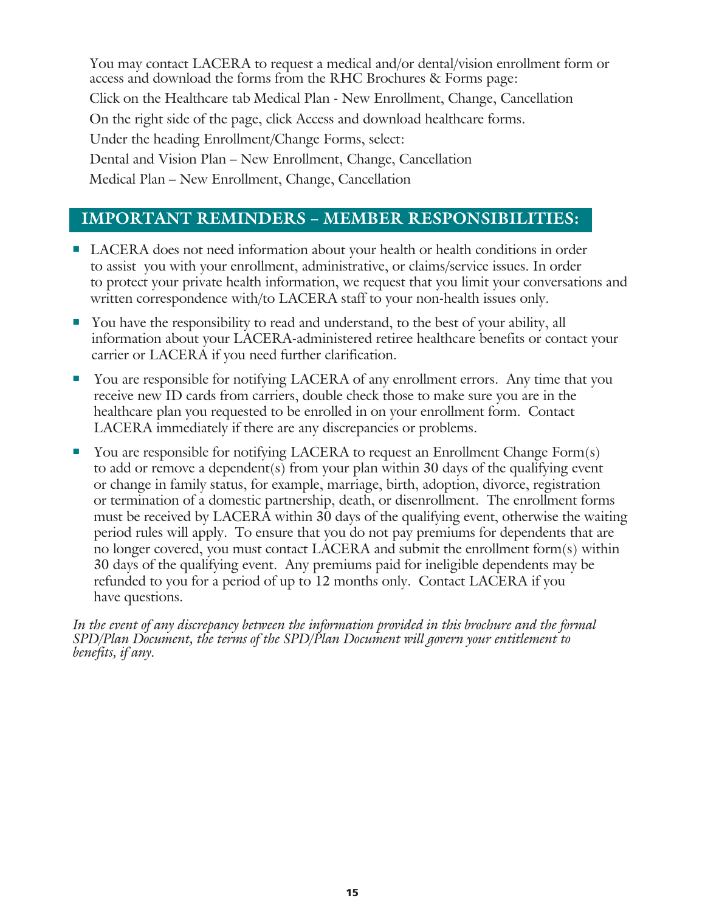You may contact LACERA to request a medical and/or dental/vision enrollment form or access and download the forms from the RHC Brochures & Forms page:

Click on the Healthcare tab Medical Plan - New Enrollment, Change, Cancellation

On the right side of the page, click Access and download healthcare forms.

Under the heading Enrollment/Change Forms, select:

Dental and Vision Plan – New Enrollment, Change, Cancellation

Medical Plan – New Enrollment, Change, Cancellation

## IMPORTANT REMINDERS – MEMBER RESPONSIBILITIES:

- LACERA does not need information about your health or health conditions in order to assist you with your enrollment, administrative, or claims/service issues. In order to protect your private health information, we request that you limit your conversations and written correspondence with/to LACERA staff to your non-health issues only.
- You have the responsibility to read and understand, to the best of your ability, all information about your LACERA-administered retiree healthcare benefits or contact your carrier or LACERA if you need further clarification.
- You are responsible for notifying LACERA of any enrollment errors. Any time that you receive new ID cards from carriers, double check those to make sure you are in the healthcare plan you requested to be enrolled in on your enrollment form. Contact LACERA immediately if there are any discrepancies or problems.
- You are responsible for notifying LACERA to request an Enrollment Change Form(s) to add or remove a dependent(s) from your plan within 30 days of the qualifying event or change in family status, for example, marriage, birth, adoption, divorce, registration or termination of a domestic partnership, death, or disenrollment. The enrollment forms must be received by LACERA within 30 days of the qualifying event, otherwise the waiting period rules will apply. To ensure that you do not pay premiums for dependents that are no longer covered, you must contact LACERA and submit the enrollment form(s) within 30 days of the qualifying event. Any premiums paid for ineligible dependents may be refunded to you for a period of up to 12 months only. Contact LACERA if you have questions.

*In the event of any discrepancy between the information provided in this brochure and the formal SPD/Plan Document, the terms of the SPD/Plan Document will govern your entitlement to benefits, if any.*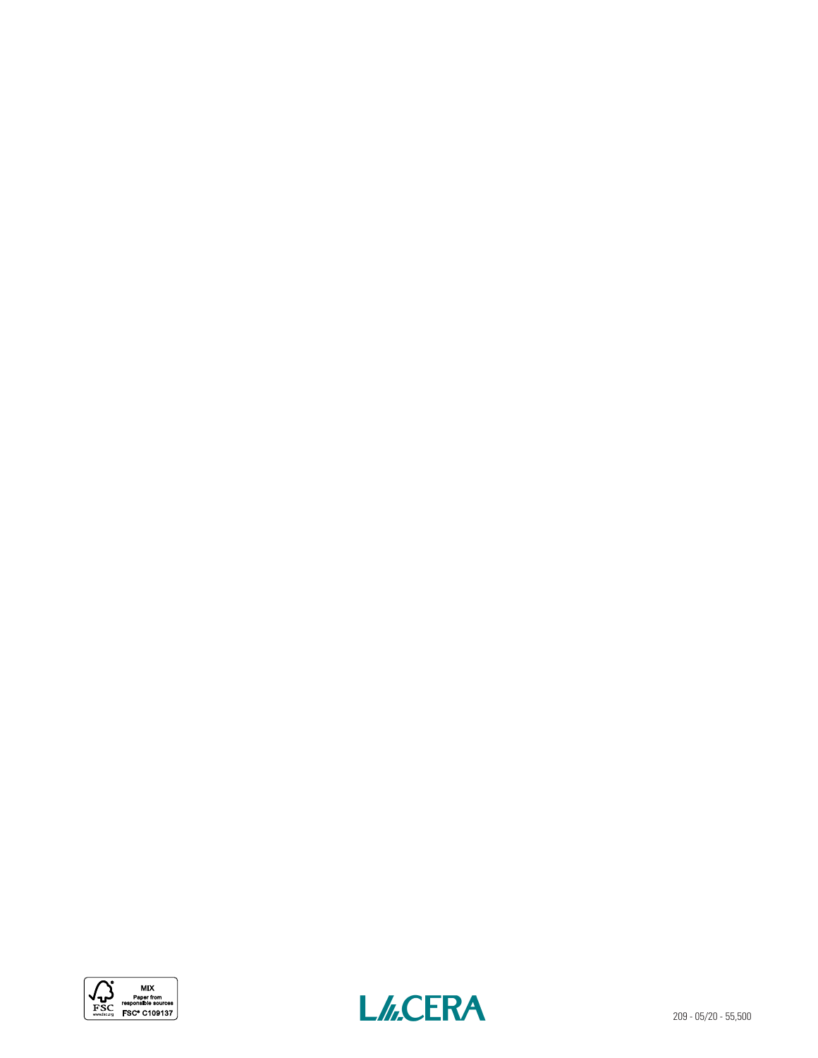MIX
Paper from
responsible sources
FSC® C109137

LACERA

209 - 05/20 - 55,500